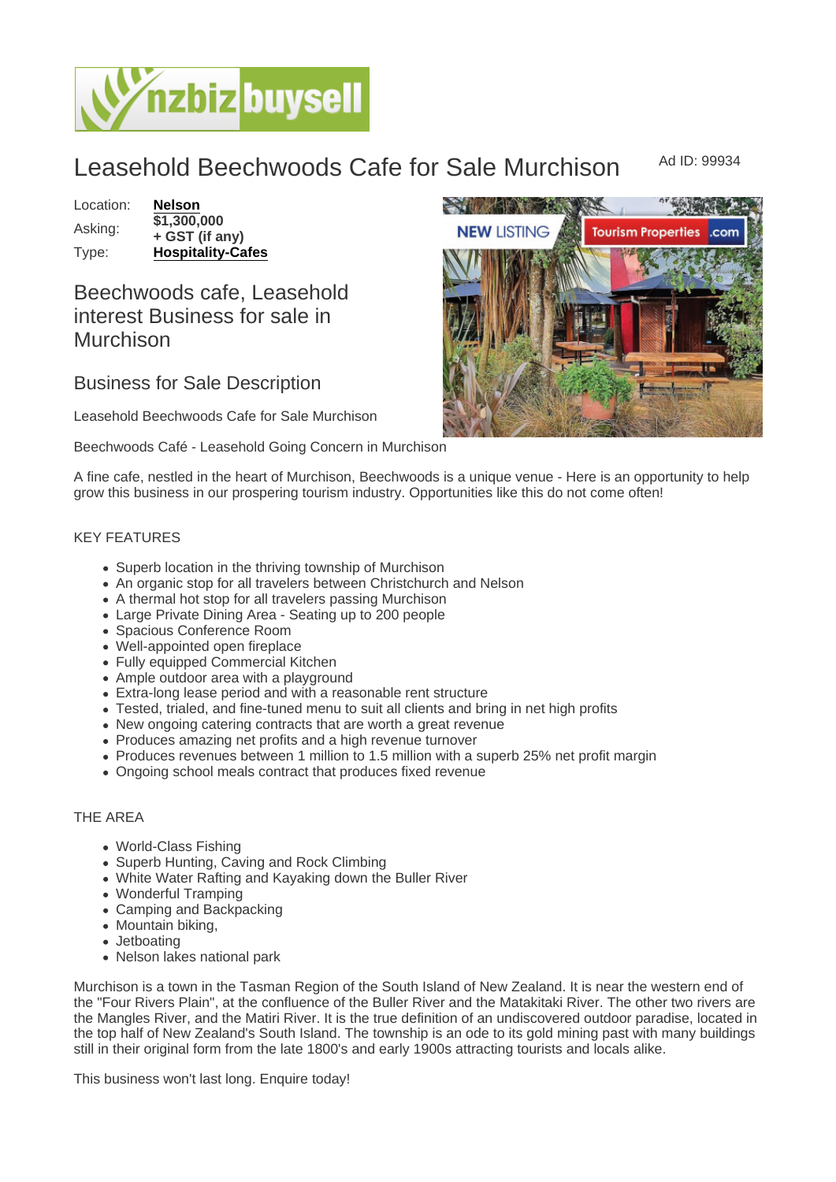# Leasehold Beechwoods Cafe for Sale Murchison

Ad ID: 99934

| | |
|---|---|
| Location: | **Nelson** |
| Asking: | **$1,300,000 + GST (if any)** |
| Type: | **Hospitality-Cafes** |

## Beechwoods cafe, Leasehold interest Business for sale in Murchison

## Business for Sale Description

Leasehold Beechwoods Cafe for Sale Murchison

Beechwoods Café - Leasehold Going Concern in Murchison

A fine cafe, nestled in the heart of Murchison, Beechwoods is a unique venue - Here is an opportunity to help grow this business in our prospering tourism industry. Opportunities like this do not come often!

KEY FEATURES

- Superb location in the thriving township of Murchison
- An organic stop for all travelers between Christchurch and Nelson
- A thermal hot stop for all travelers passing Murchison
- Large Private Dining Area - Seating up to 200 people
- Spacious Conference Room
- Well-appointed open fireplace
- Fully equipped Commercial Kitchen
- Ample outdoor area with a playground
- Extra-long lease period and with a reasonable rent structure
- Tested, trialed, and fine-tuned menu to suit all clients and bring in net high profits
- New ongoing catering contracts that are worth a great revenue
- Produces amazing net profits and a high revenue turnover
- Produces revenues between 1 million to 1.5 million with a superb 25% net profit margin
- Ongoing school meals contract that produces fixed revenue

THE AREA

- World-Class Fishing
- Superb Hunting, Caving and Rock Climbing
- White Water Rafting and Kayaking down the Buller River
- Wonderful Tramping
- Camping and Backpacking
- Mountain biking,
- Jetboating
- Nelson lakes national park

Murchison is a town in the Tasman Region of the South Island of New Zealand. It is near the western end of the "Four Rivers Plain", at the confluence of the Buller River and the Matakitaki River. The other two rivers are the Mangles River, and the Matiri River. It is the true definition of an undiscovered outdoor paradise, located in the top half of New Zealand's South Island. The township is an ode to its gold mining past with many buildings still in their original form from the late 1800's and early 1900s attracting tourists and locals alike.

This business won't last long. Enquire today!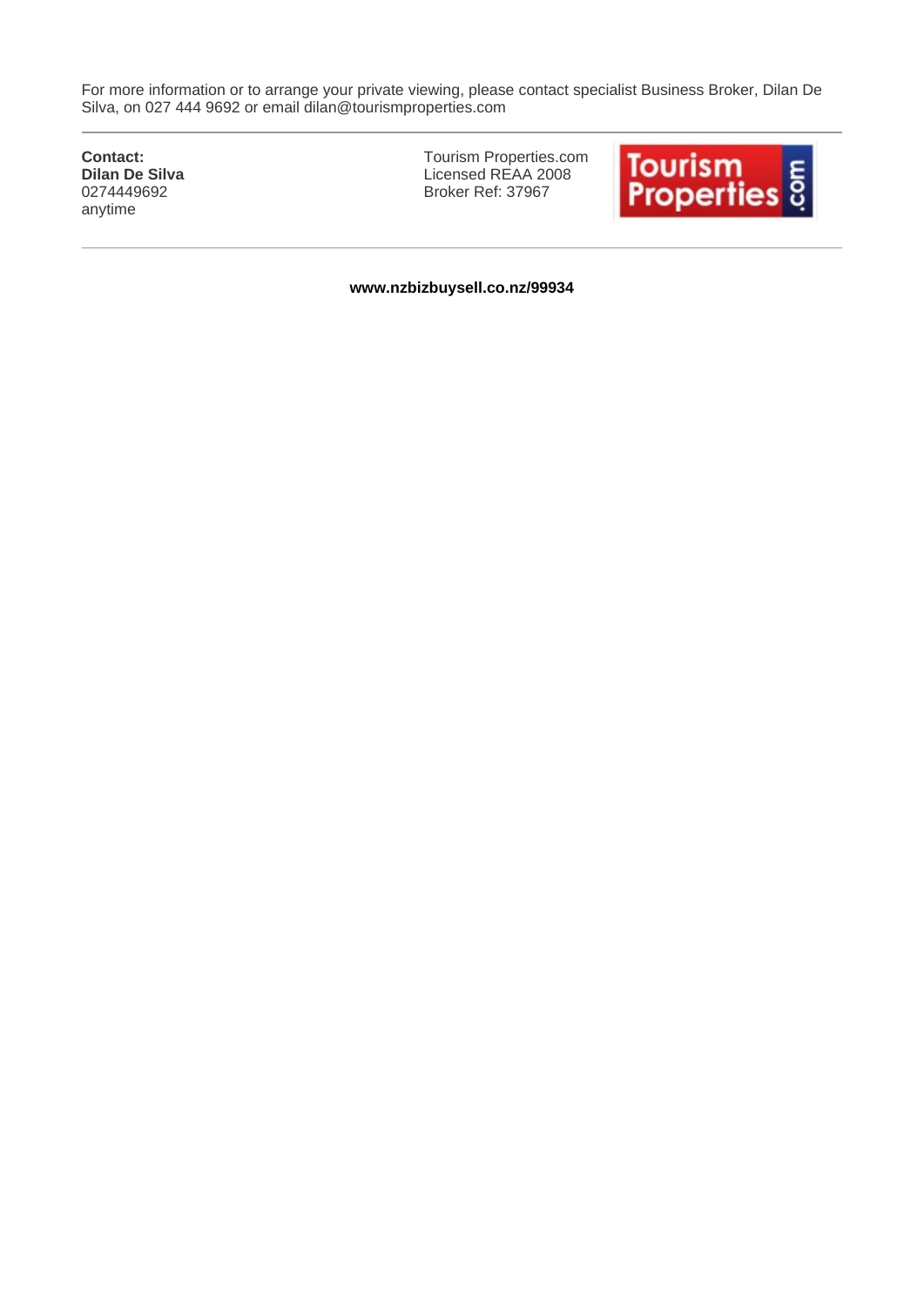For more information or to arrange your private viewing, please contact specialist Business Broker, Dilan De Silva, on 027 444 9692 or email dilan@tourismproperties.com

---

**Contact:**
**Dilan De Silva**
0274449692
anytime

Tourism Properties.com
Licensed REAA 2008
Broker Ref: 37967

---

**www.nzbizbuysell.co.nz/99934**